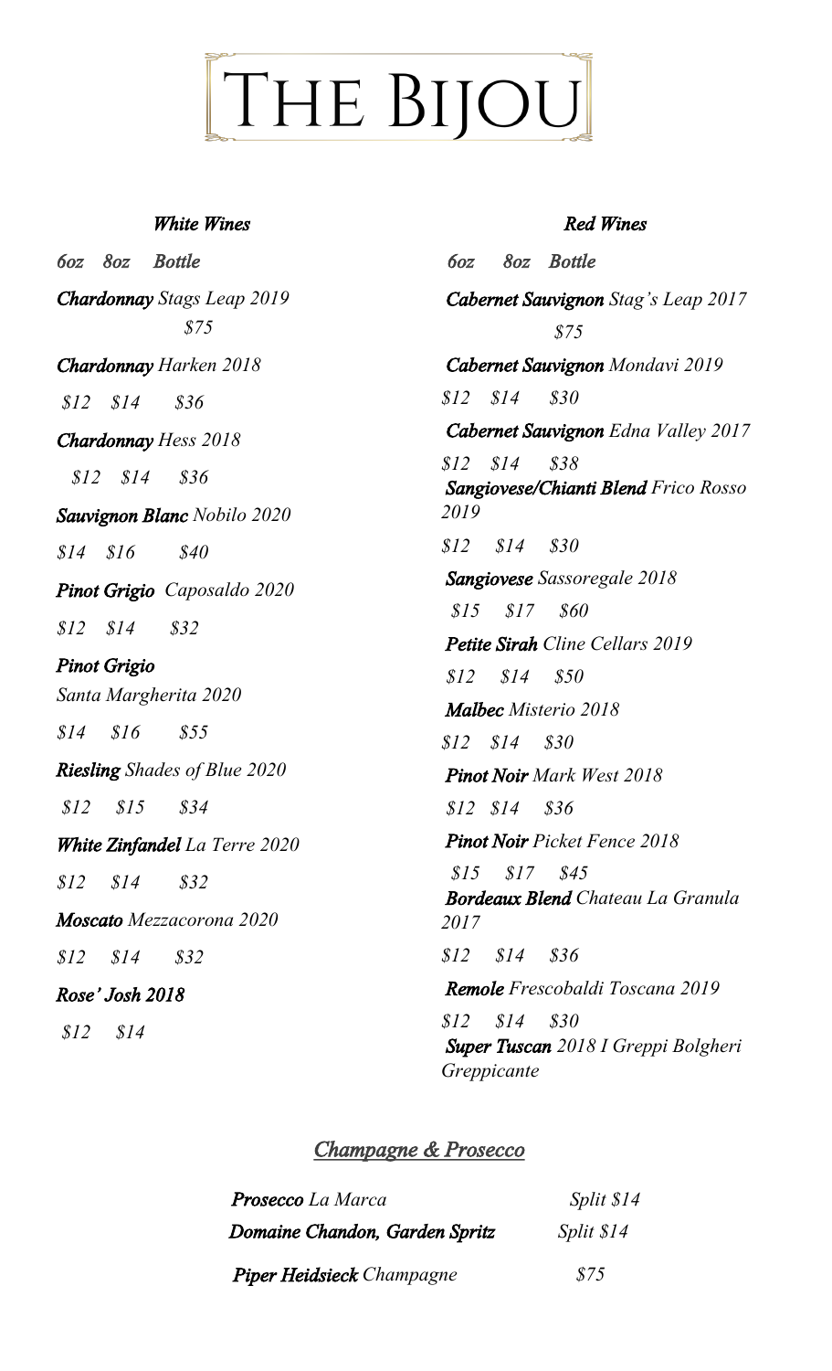# The Bijou

## *White Wines*

*6oz 8oz Bottle*

***Chardonnay*** *Stags Leap 2019*
*$75*

***Chardonnay*** *Harken 2018*
*$12 $14 $36*

***Chardonnay*** *Hess 2018*
*$12 $14 $36*

***Sauvignon Blanc*** *Nobilo 2020*
*$14 $16 $40*

***Pinot Grigio*** *Caposaldo 2020*
*$12 $14 $32*

***Pinot Grigio***
*Santa Margherita 2020*
*$14 $16 $55*

***Riesling*** *Shades of Blue 2020*
*$12 $15 $34*

***White Zinfandel*** *La Terre 2020*
*$12 $14 $32*

***Moscato*** *Mezzacorona 2020*
*$12 $14 $32*

***Rose' Josh 2018***
*$12 $14*

## *Red Wines*

*6oz 8oz Bottle*

***Cabernet Sauvignon*** *Stag's Leap 2017*
*$75*

***Cabernet Sauvignon*** *Mondavi 2019*
*$12 $14 $30*

***Cabernet Sauvignon*** *Edna Valley 2017*
*$12 $14 $38*

***Sangiovese/Chianti Blend*** *Frico Rosso 2019*
*$12 $14 $30*

***Sangiovese*** *Sassoregale 2018*
*$15 $17 $60*

***Petite Sirah*** *Cline Cellars 2019*
*$12 $14 $50*

***Malbec*** *Misterio 2018*
*$12 $14 $30*

***Pinot Noir*** *Mark West 2018*
*$12 $14 $36*

***Pinot Noir*** *Picket Fence 2018*
*$15 $17 $45*

***Bordeaux Blend*** *Chateau La Granula 2017*
*$12 $14 $36*

***Remole*** *Frescobaldi Toscana 2019*
*$12 $14 $30*

***Super Tuscan*** *2018 I Greppi Bolgheri Greppicante*

## *Champagne & Prosecco*

***Prosecco*** *La Marca* — *Split $14*

***Domaine Chandon, Garden Spritz*** — *Split $14*

***Piper Heidsieck*** *Champagne* — *$75*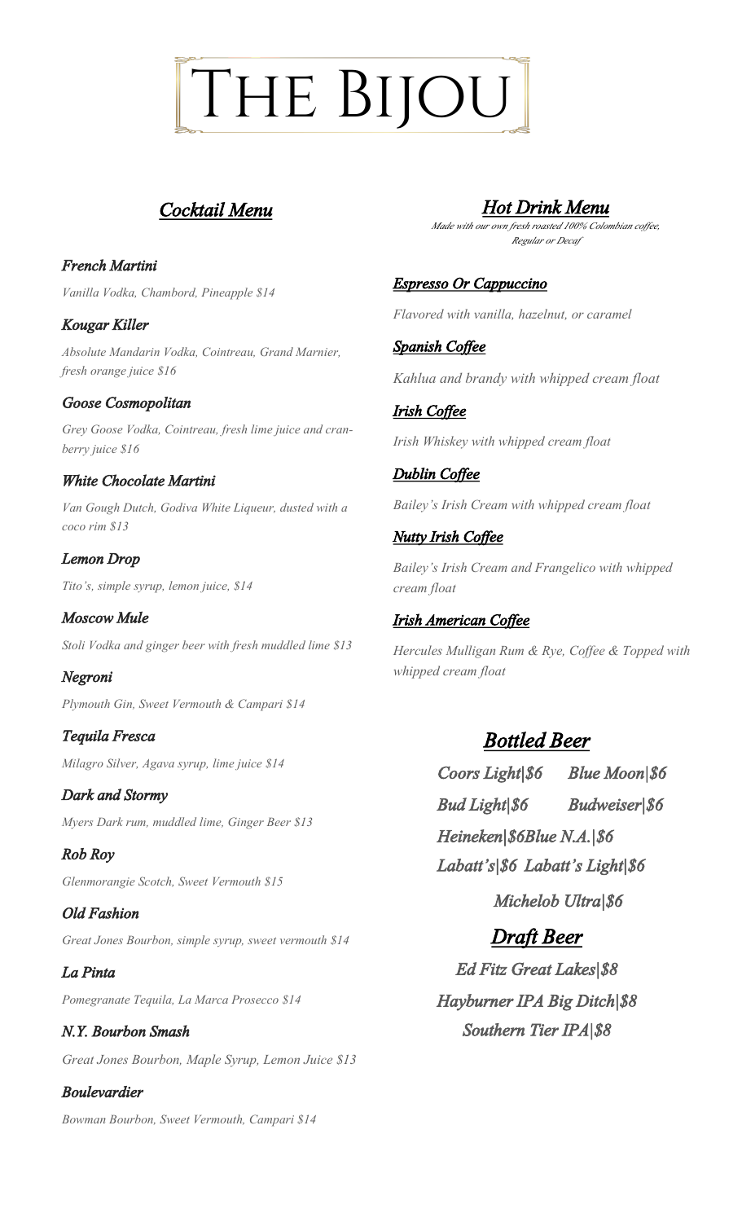# The Bijou

## *Cocktail Menu*

### *French Martini*
*Vanilla Vodka, Chambord, Pineapple $14*

### *Kougar Killer*
*Absolute Mandarin Vodka, Cointreau, Grand Marnier, fresh orange juice $16*

### *Goose Cosmopolitan*
*Grey Goose Vodka, Cointreau, fresh lime juice and cranberry juice $16*

### *White Chocolate Martini*
*Van Gough Dutch, Godiva White Liqueur, dusted with a coco rim $13*

### *Lemon Drop*
*Tito's, simple syrup, lemon juice, $14*

### *Moscow Mule*
*Stoli Vodka and ginger beer with fresh muddled lime $13*

### *Negroni*
*Plymouth Gin, Sweet Vermouth & Campari $14*

### *Tequila Fresca*
*Milagro Silver, Agava syrup, lime juice $14*

### *Dark and Stormy*
*Myers Dark rum, muddled lime, Ginger Beer $13*

### *Rob Roy*
*Glenmorangie Scotch, Sweet Vermouth $15*

### *Old Fashion*
*Great Jones Bourbon, simple syrup, sweet vermouth $14*

### *La Pinta*
*Pomegranate Tequila, La Marca Prosecco $14*

### *N.Y. Bourbon Smash*
*Great Jones Bourbon, Maple Syrup, Lemon Juice $13*

### *Boulevardier*
*Bowman Bourbon, Sweet Vermouth, Campari $14*

## *Hot Drink Menu*
*Made with our own fresh roasted 100% Colombian coffee, Regular or Decaf*

### *Espresso Or Cappuccino*
*Flavored with vanilla, hazelnut, or caramel*

### *Spanish Coffee*
*Kahlua and brandy with whipped cream float*

### *Irish Coffee*
*Irish Whiskey with whipped cream float*

### *Dublin Coffee*
*Bailey's Irish Cream with whipped cream float*

### *Nutty Irish Coffee*
*Bailey's Irish Cream and Frangelico with whipped cream float*

### *Irish American Coffee*
*Hercules Mulligan Rum & Rye, Coffee & Topped with whipped cream float*

## *Bottled Beer*

*Coors Light|$6* *Blue Moon|$6*
*Bud Light|$6* *Budweiser|$6*
*Heineken|$6Blue N.A.|$6*
*Labatt's|$6 Labatt's Light|$6*
*Michelob Ultra|$6*

## *Draft Beer*

*Ed Fitz Great Lakes|$8*
*Hayburner IPA Big Ditch|$8*
*Southern Tier IPA|$8*